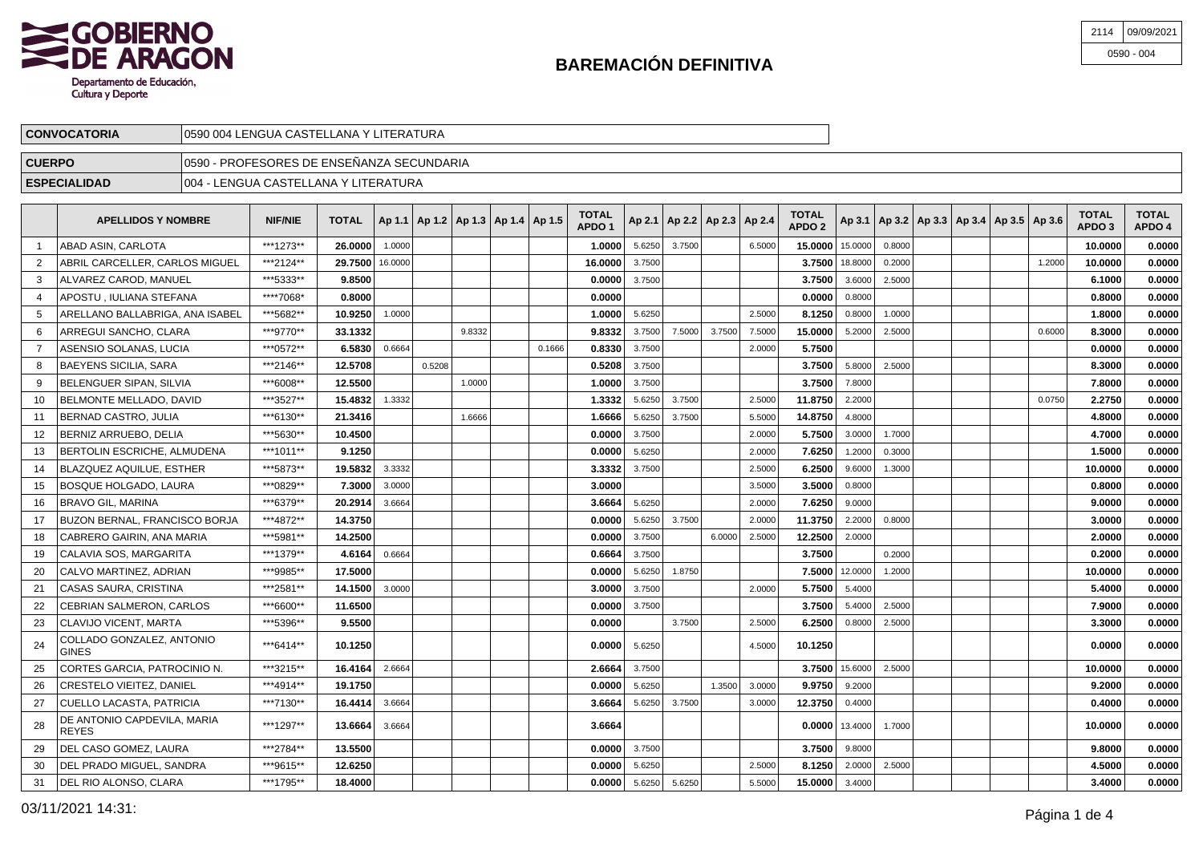# BAREMACIÓN DEFINITIVA

| 2114 | 09/09/2021 |
|---|---|
| 0590 - 004 | |

| | |
|---|---|
| **CONVOCATORIA** | 0590 004 LENGUA CASTELLANA Y LITERATURA |
| **CUERPO** | 0590 - PROFESORES DE ENSEÑANZA SECUNDARIA |
| **ESPECIALIDAD** | 004 - LENGUA CASTELLANA Y LITERATURA |

| | APELLIDOS Y NOMBRE | NIF/NIE | TOTAL | Ap 1.1 | Ap 1.2 | Ap 1.3 | Ap 1.4 | Ap 1.5 | TOTAL APDO 1 | Ap 2.1 | Ap 2.2 | Ap 2.3 | Ap 2.4 | TOTAL APDO 2 | Ap 3.1 | Ap 3.2 | Ap 3.3 | Ap 3.4 | Ap 3.5 | Ap 3.6 | TOTAL APDO 3 | TOTAL APDO 4 |
|---|---|---|---|---|---|---|---|---|---|---|---|---|---|---|---|---|---|---|---|---|---|---|
| 1 | ABAD ASIN, CARLOTA | \*\*\*1273\*\* | **26.0000** | 1.0000 | | | | | **1.0000** | 5.6250 | 3.7500 | | 6.5000 | **15.0000** | 15.0000 | 0.8000 | | | | | **10.0000** | **0.0000** |
| 2 | ABRIL CARCELLER, CARLOS MIGUEL | \*\*\*2124\*\* | **29.7500** | 16.0000 | | | | | **16.0000** | 3.7500 | | | | **3.7500** | 18.8000 | 0.2000 | | | | 1.2000 | **10.0000** | **0.0000** |
| 3 | ALVAREZ CAROD, MANUEL | \*\*\*5333\*\* | **9.8500** | | | | | | **0.0000** | 3.7500 | | | | **3.7500** | 3.6000 | 2.5000 | | | | | **6.1000** | **0.0000** |
| 4 | APOSTU , IULIANA STEFANA | \*\*\*\*7068\* | **0.8000** | | | | | | **0.0000** | | | | | **0.0000** | 0.8000 | | | | | | **0.8000** | **0.0000** |
| 5 | ARELLANO BALLABRIGA, ANA ISABEL | \*\*\*5682\*\* | **10.9250** | 1.0000 | | | | | **1.0000** | 5.6250 | | | 2.5000 | **8.1250** | 0.8000 | 1.0000 | | | | | **1.8000** | **0.0000** |
| 6 | ARREGUI SANCHO, CLARA | \*\*\*9770\*\* | **33.1332** | | | 9.8332 | | | **9.8332** | 3.7500 | 7.5000 | 3.7500 | 7.5000 | **15.0000** | 5.2000 | 2.5000 | | | | 0.6000 | **8.3000** | **0.0000** |
| 7 | ASENSIO SOLANAS, LUCIA | \*\*\*0572\*\* | **6.5830** | 0.6664 | | | | 0.1666 | **0.8330** | 3.7500 | | | 2.0000 | **5.7500** | | | | | | | **0.0000** | **0.0000** |
| 8 | BAEYENS SICILIA, SARA | \*\*\*2146\*\* | **12.5708** | | 0.5208 | | | | **0.5208** | 3.7500 | | | | **3.7500** | 5.8000 | 2.5000 | | | | | **8.3000** | **0.0000** |
| 9 | BELENGUER SIPAN, SILVIA | \*\*\*6008\*\* | **12.5500** | | | 1.0000 | | | **1.0000** | 3.7500 | | | | **3.7500** | 7.8000 | | | | | | **7.8000** | **0.0000** |
| 10 | BELMONTE MELLADO, DAVID | \*\*\*3527\*\* | **15.4832** | 1.3332 | | | | | **1.3332** | 5.6250 | 3.7500 | | 2.5000 | **11.8750** | 2.2000 | | | | | 0.0750 | **2.2750** | **0.0000** |
| 11 | BERNAD CASTRO, JULIA | \*\*\*6130\*\* | **21.3416** | | | 1.6666 | | | **1.6666** | 5.6250 | 3.7500 | | 5.5000 | **14.8750** | 4.8000 | | | | | | **4.8000** | **0.0000** |
| 12 | BERNIZ ARRUEBO, DELIA | \*\*\*5630\*\* | **10.4500** | | | | | | **0.0000** | 3.7500 | | | 2.0000 | **5.7500** | 3.0000 | 1.7000 | | | | | **4.7000** | **0.0000** |
| 13 | BERTOLIN ESCRICHE, ALMUDENA | \*\*\*1011\*\* | **9.1250** | | | | | | **0.0000** | 5.6250 | | | 2.0000 | **7.6250** | 1.2000 | 0.3000 | | | | | **1.5000** | **0.0000** |
| 14 | BLAZQUEZ AQUILUE, ESTHER | \*\*\*5873\*\* | **19.5832** | 3.3332 | | | | | **3.3332** | 3.7500 | | | 2.5000 | **6.2500** | 9.6000 | 1.3000 | | | | | **10.0000** | **0.0000** |
| 15 | BOSQUE HOLGADO, LAURA | \*\*\*0829\*\* | **7.3000** | 3.0000 | | | | | **3.0000** | | | | 3.5000 | **3.5000** | 0.8000 | | | | | | **0.8000** | **0.0000** |
| 16 | BRAVO GIL, MARINA | \*\*\*6379\*\* | **20.2914** | 3.6664 | | | | | **3.6664** | 5.6250 | | | 2.0000 | **7.6250** | 9.0000 | | | | | | **9.0000** | **0.0000** |
| 17 | BUZON BERNAL, FRANCISCO BORJA | \*\*\*4872\*\* | **14.3750** | | | | | | **0.0000** | 5.6250 | 3.7500 | | 2.0000 | **11.3750** | 2.2000 | 0.8000 | | | | | **3.0000** | **0.0000** |
| 18 | CABRERO GAIRIN, ANA MARIA | \*\*\*5981\*\* | **14.2500** | | | | | | **0.0000** | 3.7500 | | 6.0000 | 2.5000 | **12.2500** | 2.0000 | | | | | | **2.0000** | **0.0000** |
| 19 | CALAVIA SOS, MARGARITA | \*\*\*1379\*\* | **4.6164** | 0.6664 | | | | | **0.6664** | 3.7500 | | | | **3.7500** | | 0.2000 | | | | | **0.2000** | **0.0000** |
| 20 | CALVO MARTINEZ, ADRIAN | \*\*\*9985\*\* | **17.5000** | | | | | | **0.0000** | 5.6250 | 1.8750 | | | **7.5000** | 12.0000 | 1.2000 | | | | | **10.0000** | **0.0000** |
| 21 | CASAS SAURA, CRISTINA | \*\*\*2581\*\* | **14.1500** | 3.0000 | | | | | **3.0000** | 3.7500 | | | 2.0000 | **5.7500** | 5.4000 | | | | | | **5.4000** | **0.0000** |
| 22 | CEBRIAN SALMERON, CARLOS | \*\*\*6600\*\* | **11.6500** | | | | | | **0.0000** | 3.7500 | | | | **3.7500** | 5.4000 | 2.5000 | | | | | **7.9000** | **0.0000** |
| 23 | CLAVIJO VICENT, MARTA | \*\*\*5396\*\* | **9.5500** | | | | | | **0.0000** | | 3.7500 | | 2.5000 | **6.2500** | 0.8000 | 2.5000 | | | | | **3.3000** | **0.0000** |
| 24 | COLLADO GONZALEZ, ANTONIO GINES | \*\*\*6414\*\* | **10.1250** | | | | | | **0.0000** | 5.6250 | | | 4.5000 | **10.1250** | | | | | | | **0.0000** | **0.0000** |
| 25 | CORTES GARCIA, PATROCINIO N. | \*\*\*3215\*\* | **16.4164** | 2.6664 | | | | | **2.6664** | 3.7500 | | | | **3.7500** | 15.6000 | 2.5000 | | | | | **10.0000** | **0.0000** |
| 26 | CRESTELO VIEITEZ, DANIEL | \*\*\*4914\*\* | **19.1750** | | | | | | **0.0000** | 5.6250 | | 1.3500 | 3.0000 | **9.9750** | 9.2000 | | | | | | **9.2000** | **0.0000** |
| 27 | CUELLO LACASTA, PATRICIA | \*\*\*7130\*\* | **16.4414** | 3.6664 | | | | | **3.6664** | 5.6250 | 3.7500 | | 3.0000 | **12.3750** | 0.4000 | | | | | | **0.4000** | **0.0000** |
| 28 | DE ANTONIO CAPDEVILA, MARIA REYES | \*\*\*1297\*\* | **13.6664** | 3.6664 | | | | | **3.6664** | | | | | **0.0000** | 13.4000 | 1.7000 | | | | | **10.0000** | **0.0000** |
| 29 | DEL CASO GOMEZ, LAURA | \*\*\*2784\*\* | **13.5500** | | | | | | **0.0000** | 3.7500 | | | | **3.7500** | 9.8000 | | | | | | **9.8000** | **0.0000** |
| 30 | DEL PRADO MIGUEL, SANDRA | \*\*\*9615\*\* | **12.6250** | | | | | | **0.0000** | 5.6250 | | | 2.5000 | **8.1250** | 2.0000 | 2.5000 | | | | | **4.5000** | **0.0000** |
| 31 | DEL RIO ALONSO, CLARA | \*\*\*1795\*\* | **18.4000** | | | | | | **0.0000** | 5.6250 | 5.6250 | | 5.5000 | **15.0000** | 3.4000 | | | | | | **3.4000** | **0.0000** |

03/11/2021 14:31: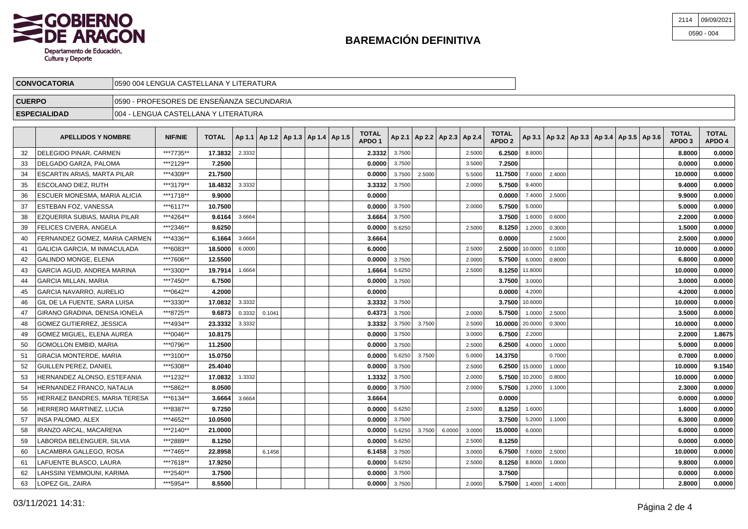# BAREMACIÓN DEFINITIVA

| 2114 | 09/09/2021 |
|---|---|
| 0590 - 004 | |

| CONVOCATORIA | 0590 004 LENGUA CASTELLANA Y LITERATURA |
|---|---|
| CUERPO | 0590 - PROFESORES DE ENSEÑANZA SECUNDARIA |
| ESPECIALIDAD | 004 - LENGUA CASTELLANA Y LITERATURA |

| | APELLIDOS Y NOMBRE | NIF/NIE | TOTAL | Ap 1.1 | Ap 1.2 | Ap 1.3 | Ap 1.4 | Ap 1.5 | TOTAL APDO 1 | Ap 2.1 | Ap 2.2 | Ap 2.3 | Ap 2.4 | TOTAL APDO 2 | Ap 3.1 | Ap 3.2 | Ap 3.3 | Ap 3.4 | Ap 3.5 | Ap 3.6 | TOTAL APDO 3 | TOTAL APDO 4 |
|---|---|---|---|---|---|---|---|---|---|---|---|---|---|---|---|---|---|---|---|---|---|---|
| 32 | DELEGIDO PINAR, CARMEN | ***7735** | 17.3832 | 2.3332 | | | | | 2.3332 | 3.7500 | | | 2.5000 | 6.2500 | 8.8000 | | | | | | 8.8000 | 0.0000 |
| 33 | DELGADO GARZA, PALOMA | ***2129** | 7.2500 | | | | | | 0.0000 | 3.7500 | | | 3.5000 | 7.2500 | | | | | | | 0.0000 | 0.0000 |
| 34 | ESCARTIN ARIAS, MARTA PILAR | ***4309** | 21.7500 | | | | | | 0.0000 | 3.7500 | 2.5000 | | 5.5000 | 11.7500 | 7.6000 | 2.4000 | | | | | 10.0000 | 0.0000 |
| 35 | ESCOLANO DIEZ, RUTH | ***3179** | 18.4832 | 3.3332 | | | | | 3.3332 | 3.7500 | | | 2.0000 | 5.7500 | 9.4000 | | | | | | 9.4000 | 0.0000 |
| 36 | ESCUER MONESMA, MARIA ALICIA | ***1718** | 9.9000 | | | | | | 0.0000 | | | | | 0.0000 | 7.4000 | 2.5000 | | | | | 9.9000 | 0.0000 |
| 37 | ESTEBAN FOZ, VANESSA | ***6117** | 10.7500 | | | | | | 0.0000 | 3.7500 | | | 2.0000 | 5.7500 | 5.0000 | | | | | | 5.0000 | 0.0000 |
| 38 | EZQUERRA SUBIAS, MARIA PILAR | ***4264** | 9.6164 | 3.6664 | | | | | 3.6664 | 3.7500 | | | | 3.7500 | 1.6000 | 0.6000 | | | | | 2.2000 | 0.0000 |
| 39 | FELICES CIVERA, ANGELA | ***2346** | 9.6250 | | | | | | 0.0000 | 5.6250 | | | 2.5000 | 8.1250 | 1.2000 | 0.3000 | | | | | 1.5000 | 0.0000 |
| 40 | FERNANDEZ GOMEZ, MARIA CARMEN | ***4336** | 6.1664 | 3.6664 | | | | | 3.6664 | | | | | 0.0000 | | 2.5000 | | | | | 2.5000 | 0.0000 |
| 41 | GALICIA GARCIA, M INMACULADA | ***6083** | 18.5000 | 6.0000 | | | | | 6.0000 | | | | 2.5000 | 2.5000 | 10.0000 | 0.1000 | | | | | 10.0000 | 0.0000 |
| 42 | GALINDO MONGE, ELENA | ***7606** | 12.5500 | | | | | | 0.0000 | 3.7500 | | | 2.0000 | 5.7500 | 6.0000 | 0.8000 | | | | | 6.8000 | 0.0000 |
| 43 | GARCIA AGUD, ANDREA MARINA | ***3300** | 19.7914 | 1.6664 | | | | | 1.6664 | 5.6250 | | | 2.5000 | 8.1250 | 11.8000 | | | | | | 10.0000 | 0.0000 |
| 44 | GARCIA MILLAN, MARIA | ***7450** | 6.7500 | | | | | | 0.0000 | 3.7500 | | | | 3.7500 | 3.0000 | | | | | | 3.0000 | 0.0000 |
| 45 | GARCIA NAVARRO, AURELIO | ***0642** | 4.2000 | | | | | | 0.0000 | | | | | 0.0000 | 4.2000 | | | | | | 4.2000 | 0.0000 |
| 46 | GIL DE LA FUENTE, SARA LUISA | ***3330** | 17.0832 | 3.3332 | | | | | 3.3332 | 3.7500 | | | | 3.7500 | 10.6000 | | | | | | 10.0000 | 0.0000 |
| 47 | GIRANO GRADINA, DENISA IONELA | ***8725** | 9.6873 | 0.3332 | 0.1041 | | | | 0.4373 | 3.7500 | | | 2.0000 | 5.7500 | 1.0000 | 2.5000 | | | | | 3.5000 | 0.0000 |
| 48 | GOMEZ GUTIERREZ, JESSICA | ***4934** | 23.3332 | 3.3332 | | | | | 3.3332 | 3.7500 | 3.7500 | | 2.5000 | 10.0000 | 20.0000 | 0.3000 | | | | | 10.0000 | 0.0000 |
| 49 | GOMEZ MIGUEL, ELENA AUREA | ***0046** | 10.8175 | | | | | | 0.0000 | 3.7500 | | | 3.0000 | 6.7500 | 2.2000 | | | | | | 2.2000 | 1.8675 |
| 50 | GOMOLLON EMBID, MARIA | ***0796** | 11.2500 | | | | | | 0.0000 | 3.7500 | | | 2.5000 | 6.2500 | 4.0000 | 1.0000 | | | | | 5.0000 | 0.0000 |
| 51 | GRACIA MONTERDE, MARIA | ***3100** | 15.0750 | | | | | | 0.0000 | 5.6250 | 3.7500 | | 5.0000 | 14.3750 | | 0.7000 | | | | | 0.7000 | 0.0000 |
| 52 | GUILLEN PEREZ, DANIEL | ***5308** | 25.4040 | | | | | | 0.0000 | 3.7500 | | | 2.5000 | 6.2500 | 15.0000 | 1.0000 | | | | | 10.0000 | 9.1540 |
| 53 | HERNANDEZ ALONSO, ESTEFANIA | ***1232** | 17.0832 | 1.3332 | | | | | 1.3332 | 3.7500 | | | 2.0000 | 5.7500 | 10.2000 | 0.8000 | | | | | 10.0000 | 0.0000 |
| 54 | HERNANDEZ FRANCO, NATALIA | ***5862** | 8.0500 | | | | | | 0.0000 | 3.7500 | | | 2.0000 | 5.7500 | 1.2000 | 1.1000 | | | | | 2.3000 | 0.0000 |
| 55 | HERRAEZ BANDRES, MARIA TERESA | ***6134** | 3.6664 | 3.6664 | | | | | 3.6664 | | | | | 0.0000 | | | | | | | 0.0000 | 0.0000 |
| 56 | HERRERO MARTINEZ, LUCIA | ***8387** | 9.7250 | | | | | | 0.0000 | 5.6250 | | | 2.5000 | 8.1250 | 1.6000 | | | | | | 1.6000 | 0.0000 |
| 57 | INSA PALOMO, ALEX | ***4652** | 10.0500 | | | | | | 0.0000 | 3.7500 | | | | 3.7500 | 5.2000 | 1.1000 | | | | | 6.3000 | 0.0000 |
| 58 | IRANZO ARCAL, MACARENA | ***2140** | 21.0000 | | | | | | 0.0000 | 5.6250 | 3.7500 | 6.0000 | 3.0000 | 15.0000 | 6.0000 | | | | | | 6.0000 | 0.0000 |
| 59 | LABORDA BELENGUER, SILVIA | ***2889** | 8.1250 | | | | | | 0.0000 | 5.6250 | | | 2.5000 | 8.1250 | | | | | | | 0.0000 | 0.0000 |
| 60 | LACAMBRA GALLEGO, ROSA | ***7465** | 22.8958 | | 6.1458 | | | | 6.1458 | 3.7500 | | | 3.0000 | 6.7500 | 7.6000 | 2.5000 | | | | | 10.0000 | 0.0000 |
| 61 | LAFUENTE BLASCO, LAURA | ***7618** | 17.9250 | | | | | | 0.0000 | 5.6250 | | | 2.5000 | 8.1250 | 8.8000 | 1.0000 | | | | | 9.8000 | 0.0000 |
| 62 | LAHSSINI YEMMOUNI, KARIMA | ***2540** | 3.7500 | | | | | | 0.0000 | 3.7500 | | | | 3.7500 | | | | | | | 0.0000 | 0.0000 |
| 63 | LOPEZ GIL, ZAIRA | ***5954** | 8.5500 | | | | | | 0.0000 | 3.7500 | | | 2.0000 | 5.7500 | 1.4000 | 1.4000 | | | | | 2.8000 | 0.0000 |

03/11/2021 14:31: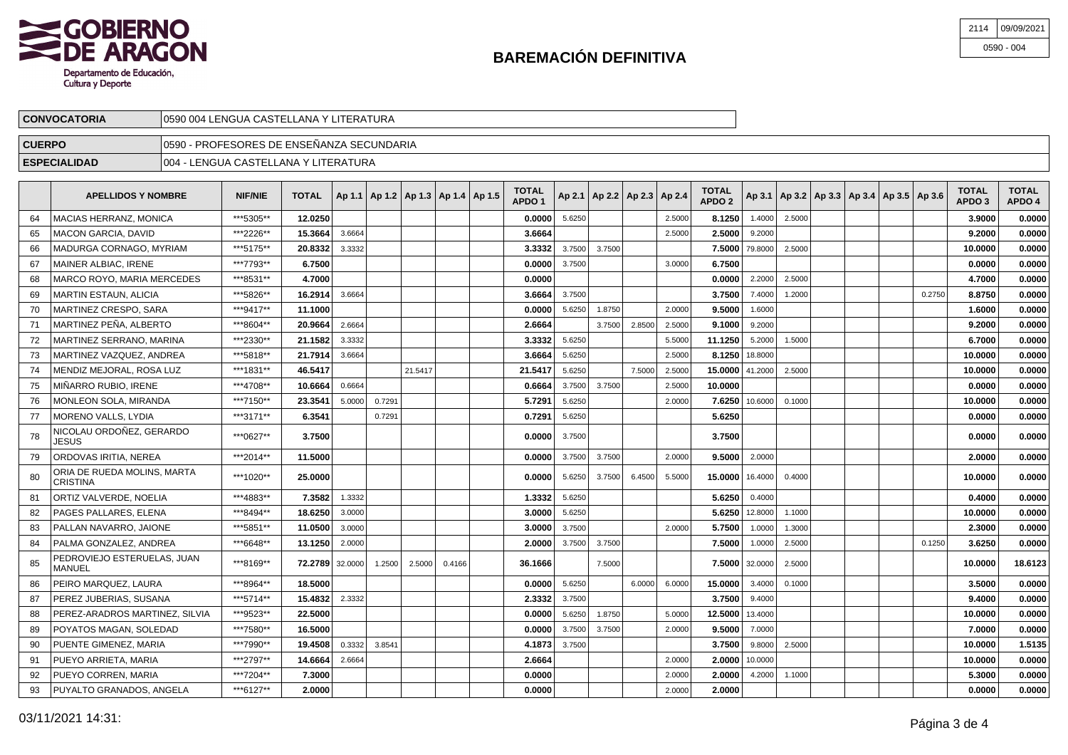# BAREMACIÓN DEFINITIVA

| 2114 | 09/09/2021 |
|---|---|
| 0590 - 004 | |

| CONVOCATORIA | 0590 004 LENGUA CASTELLANA Y LITERATURA |
|---|---|
| CUERPO | 0590 - PROFESORES DE ENSEÑANZA SECUNDARIA |
| ESPECIALIDAD | 004 - LENGUA CASTELLANA Y LITERATURA |

| | APELLIDOS Y NOMBRE | NIF/NIE | TOTAL | Ap 1.1 | Ap 1.2 | Ap 1.3 | Ap 1.4 | Ap 1.5 | TOTAL APDO 1 | Ap 2.1 | Ap 2.2 | Ap 2.3 | Ap 2.4 | TOTAL APDO 2 | Ap 3.1 | Ap 3.2 | Ap 3.3 | Ap 3.4 | Ap 3.5 | Ap 3.6 | TOTAL APDO 3 | TOTAL APDO 4 |
|---|---|---|---|---|---|---|---|---|---|---|---|---|---|---|---|---|---|---|---|---|---|---|
| 64 | MACIAS HERRANZ, MONICA | ***5305** | **12.0250** | | | | | | **0.0000** | 5.6250 | | | 2.5000 | **8.1250** | 1.4000 | 2.5000 | | | | | **3.9000** | **0.0000** |
| 65 | MACON GARCIA, DAVID | ***2226** | **15.3664** | 3.6664 | | | | | **3.6664** | | | | 2.5000 | **2.5000** | 9.2000 | | | | | | **9.2000** | **0.0000** |
| 66 | MADURGA CORNAGO, MYRIAM | ***5175** | **20.8332** | 3.3332 | | | | | **3.3332** | 3.7500 | 3.7500 | | | **7.5000** | 79.8000 | 2.5000 | | | | | **10.0000** | **0.0000** |
| 67 | MAINER ALBIAC, IRENE | ***7793** | **6.7500** | | | | | | **0.0000** | 3.7500 | | | 3.0000 | **6.7500** | | | | | | | **0.0000** | **0.0000** |
| 68 | MARCO ROYO, MARIA MERCEDES | ***8531** | **4.7000** | | | | | | **0.0000** | | | | | **0.0000** | 2.2000 | 2.5000 | | | | | **4.7000** | **0.0000** |
| 69 | MARTIN ESTAUN, ALICIA | ***5826** | **16.2914** | 3.6664 | | | | | **3.6664** | 3.7500 | | | | **3.7500** | 7.4000 | 1.2000 | | | | 0.2750 | **8.8750** | **0.0000** |
| 70 | MARTINEZ CRESPO, SARA | ***9417** | **11.1000** | | | | | | **0.0000** | 5.6250 | 1.8750 | | 2.0000 | **9.5000** | 1.6000 | | | | | | **1.6000** | **0.0000** |
| 71 | MARTINEZ PEÑA, ALBERTO | ***8604** | **20.9664** | 2.6664 | | | | | **2.6664** | | 3.7500 | 2.8500 | 2.5000 | **9.1000** | 9.2000 | | | | | | **9.2000** | **0.0000** |
| 72 | MARTINEZ SERRANO, MARINA | ***2330** | **21.1582** | 3.3332 | | | | | **3.3332** | 5.6250 | | | 5.5000 | **11.1250** | 5.2000 | 1.5000 | | | | | **6.7000** | **0.0000** |
| 73 | MARTINEZ VAZQUEZ, ANDREA | ***5818** | **21.7914** | 3.6664 | | | | | **3.6664** | 5.6250 | | | 2.5000 | **8.1250** | 18.8000 | | | | | | **10.0000** | **0.0000** |
| 74 | MENDIZ MEJORAL, ROSA LUZ | ***1831** | **46.5417** | | | 21.5417 | | | **21.5417** | 5.6250 | | 7.5000 | 2.5000 | **15.0000** | 41.2000 | 2.5000 | | | | | **10.0000** | **0.0000** |
| 75 | MIÑARRO RUBIO, IRENE | ***4708** | **10.6664** | 0.6664 | | | | | **0.6664** | 3.7500 | 3.7500 | | 2.5000 | **10.0000** | | | | | | | **0.0000** | **0.0000** |
| 76 | MONLEON SOLA, MIRANDA | ***7150** | **23.3541** | 5.0000 | 0.7291 | | | | **5.7291** | 5.6250 | | | 2.0000 | **7.6250** | 10.6000 | 0.1000 | | | | | **10.0000** | **0.0000** |
| 77 | MORENO VALLS, LYDIA | ***3171** | **6.3541** | | 0.7291 | | | | **0.7291** | 5.6250 | | | | **5.6250** | | | | | | | **0.0000** | **0.0000** |
| 78 | NICOLAU ORDOÑEZ, GERARDO JESUS | ***0627** | **3.7500** | | | | | | **0.0000** | 3.7500 | | | | **3.7500** | | | | | | | **0.0000** | **0.0000** |
| 79 | ORDOVAS IRITIA, NEREA | ***2014** | **11.5000** | | | | | | **0.0000** | 3.7500 | 3.7500 | | 2.0000 | **9.5000** | 2.0000 | | | | | | **2.0000** | **0.0000** |
| 80 | ORIA DE RUEDA MOLINS, MARTA CRISTINA | ***1020** | **25.0000** | | | | | | **0.0000** | 5.6250 | 3.7500 | 6.4500 | 5.5000 | **15.0000** | 16.4000 | 0.4000 | | | | | **10.0000** | **0.0000** |
| 81 | ORTIZ VALVERDE, NOELIA | ***4883** | **7.3582** | 1.3332 | | | | | **1.3332** | 5.6250 | | | | **5.6250** | 0.4000 | | | | | | **0.4000** | **0.0000** |
| 82 | PAGES PALLARES, ELENA | ***8494** | **18.6250** | 3.0000 | | | | | **3.0000** | 5.6250 | | | | **5.6250** | 12.8000 | 1.1000 | | | | | **10.0000** | **0.0000** |
| 83 | PALLAN NAVARRO, JAIONE | ***5851** | **11.0500** | 3.0000 | | | | | **3.0000** | 3.7500 | | | 2.0000 | **5.7500** | 1.0000 | 1.3000 | | | | | **2.3000** | **0.0000** |
| 84 | PALMA GONZALEZ, ANDREA | ***6648** | **13.1250** | 2.0000 | | | | | **2.0000** | 3.7500 | 3.7500 | | | **7.5000** | 1.0000 | 2.5000 | | | | 0.1250 | **3.6250** | **0.0000** |
| 85 | PEDROVIEJO ESTERUELAS, JUAN MANUEL | ***8169** | **72.2789** | 32.0000 | 1.2500 | 2.5000 | 0.4166 | | **36.1666** | | 7.5000 | | | **7.5000** | 32.0000 | 2.5000 | | | | | **10.0000** | **18.6123** |
| 86 | PEIRO MARQUEZ, LAURA | ***8964** | **18.5000** | | | | | | **0.0000** | 5.6250 | | 6.0000 | 6.0000 | **15.0000** | 3.4000 | 0.1000 | | | | | **3.5000** | **0.0000** |
| 87 | PEREZ JUBERIAS, SUSANA | ***5714** | **15.4832** | 2.3332 | | | | | **2.3332** | 3.7500 | | | | **3.7500** | 9.4000 | | | | | | **9.4000** | **0.0000** |
| 88 | PEREZ-ARADROS MARTINEZ, SILVIA | ***9523** | **22.5000** | | | | | | **0.0000** | 5.6250 | 1.8750 | | 5.0000 | **12.5000** | 13.4000 | | | | | | **10.0000** | **0.0000** |
| 89 | POYATOS MAGAN, SOLEDAD | ***7580** | **16.5000** | | | | | | **0.0000** | 3.7500 | 3.7500 | | 2.0000 | **9.5000** | 7.0000 | | | | | | **7.0000** | **0.0000** |
| 90 | PUENTE GIMENEZ, MARIA | ***7990** | **19.4508** | 0.3332 | 3.8541 | | | | **4.1873** | 3.7500 | | | | **3.7500** | 9.8000 | 2.5000 | | | | | **10.0000** | **1.5135** |
| 91 | PUEYO ARRIETA, MARIA | ***2797** | **14.6664** | 2.6664 | | | | | **2.6664** | | | | 2.0000 | **2.0000** | 10.0000 | | | | | | **10.0000** | **0.0000** |
| 92 | PUEYO CORREN, MARIA | ***7204** | **7.3000** | | | | | | **0.0000** | | | | 2.0000 | **2.0000** | 4.2000 | 1.1000 | | | | | **5.3000** | **0.0000** |
| 93 | PUYALTO GRANADOS, ANGELA | ***6127** | **2.0000** | | | | | | **0.0000** | | | | 2.0000 | **2.0000** | | | | | | | **0.0000** | **0.0000** |

03/11/2021 14:31: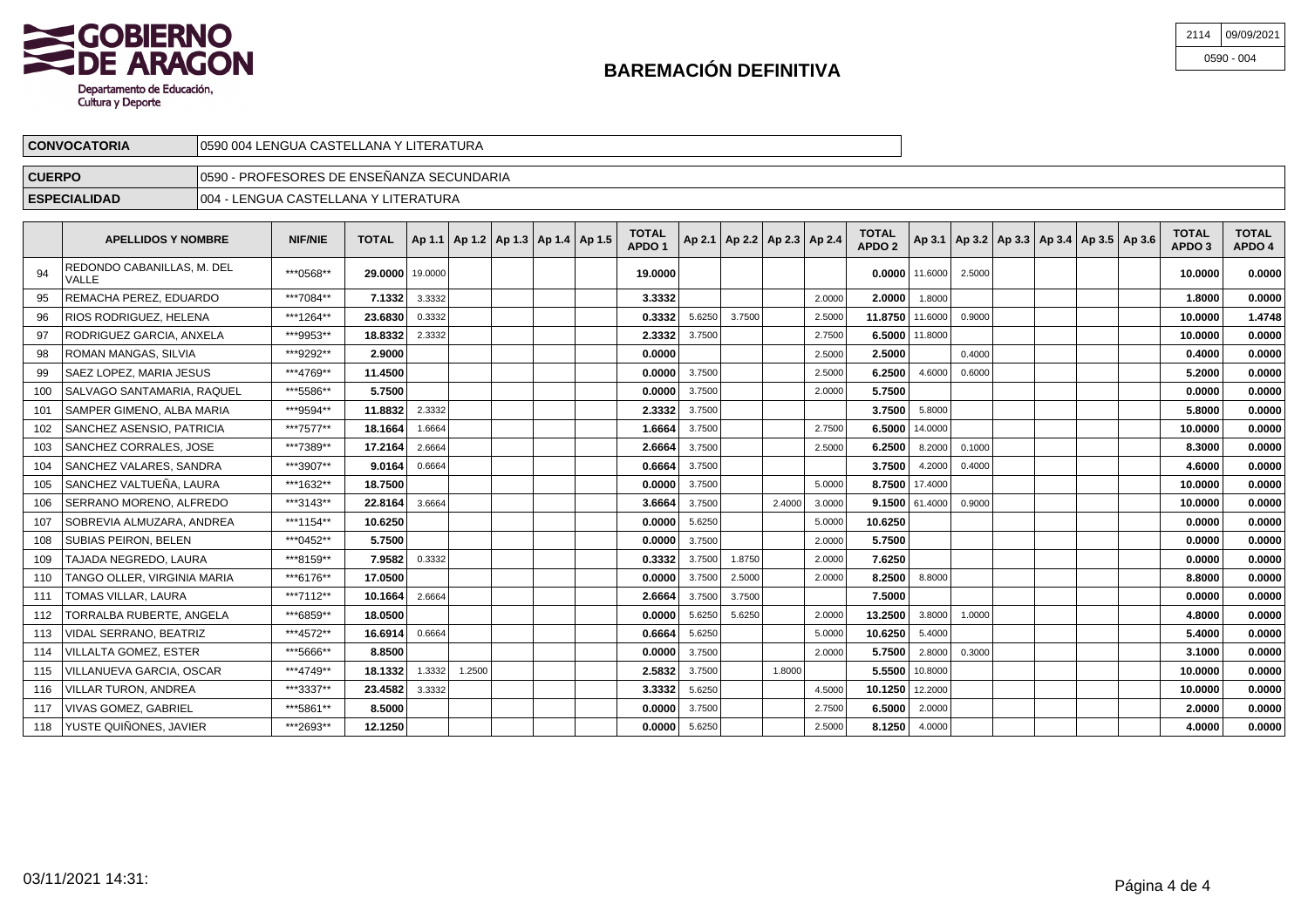# BAREMACIÓN DEFINITIVA

| 2114 | 09/09/2021 |
|---|---|
| 0590 - 004 | |

**CONVOCATORIA** 0590 004 LENGUA CASTELLANA Y LITERATURA

**CUERPO** 0590 - PROFESORES DE ENSEÑANZA SECUNDARIA

**ESPECIALIDAD** 004 - LENGUA CASTELLANA Y LITERATURA

| | APELLIDOS Y NOMBRE | NIF/NIE | TOTAL | Ap 1.1 | Ap 1.2 | Ap 1.3 | Ap 1.4 | Ap 1.5 | TOTAL APDO 1 | Ap 2.1 | Ap 2.2 | Ap 2.3 | Ap 2.4 | TOTAL APDO 2 | Ap 3.1 | Ap 3.2 | Ap 3.3 | Ap 3.4 | Ap 3.5 | Ap 3.6 | TOTAL APDO 3 | TOTAL APDO 4 |
|---|---|---|---|---|---|---|---|---|---|---|---|---|---|---|---|---|---|---|---|---|---|---|
| 94 | REDONDO CABANILLAS, M. DEL VALLE | ***0568** | **29.0000** | 19.0000 | | | | | **19.0000** | | | | | **0.0000** | 11.6000 | 2.5000 | | | | | **10.0000** | **0.0000** |
| 95 | REMACHA PEREZ, EDUARDO | ***7084** | **7.1332** | 3.3332 | | | | | **3.3332** | | | | 2.0000 | **2.0000** | 1.8000 | | | | | | **1.8000** | **0.0000** |
| 96 | RIOS RODRIGUEZ, HELENA | ***1264** | **23.6830** | 0.3332 | | | | | **0.3332** | 5.6250 | 3.7500 | | 2.5000 | **11.8750** | 11.6000 | 0.9000 | | | | | **10.0000** | **1.4748** |
| 97 | RODRIGUEZ GARCIA, ANXELA | ***9953** | **18.8332** | 2.3332 | | | | | **2.3332** | 3.7500 | | | 2.7500 | **6.5000** | 11.8000 | | | | | | **10.0000** | **0.0000** |
| 98 | ROMAN MANGAS, SILVIA | ***9292** | **2.9000** | | | | | | **0.0000** | | | | 2.5000 | **2.5000** | | 0.4000 | | | | | **0.4000** | **0.0000** |
| 99 | SAEZ LOPEZ, MARIA JESUS | ***4769** | **11.4500** | | | | | | **0.0000** | 3.7500 | | | 2.5000 | **6.2500** | 4.6000 | 0.6000 | | | | | **5.2000** | **0.0000** |
| 100 | SALVAGO SANTAMARIA, RAQUEL | ***5586** | **5.7500** | | | | | | **0.0000** | 3.7500 | | | 2.0000 | **5.7500** | | | | | | | **0.0000** | **0.0000** |
| 101 | SAMPER GIMENO, ALBA MARIA | ***9594** | **11.8832** | 2.3332 | | | | | **2.3332** | 3.7500 | | | | **3.7500** | 5.8000 | | | | | | **5.8000** | **0.0000** |
| 102 | SANCHEZ ASENSIO, PATRICIA | ***7577** | **18.1664** | 1.6664 | | | | | **1.6664** | 3.7500 | | | 2.7500 | **6.5000** | 14.0000 | | | | | | **10.0000** | **0.0000** |
| 103 | SANCHEZ CORRALES, JOSE | ***7389** | **17.2164** | 2.6664 | | | | | **2.6664** | 3.7500 | | | 2.5000 | **6.2500** | 8.2000 | 0.1000 | | | | | **8.3000** | **0.0000** |
| 104 | SANCHEZ VALARES, SANDRA | ***3907** | **9.0164** | 0.6664 | | | | | **0.6664** | 3.7500 | | | | **3.7500** | 4.2000 | 0.4000 | | | | | **4.6000** | **0.0000** |
| 105 | SANCHEZ VALTUEÑA, LAURA | ***1632** | **18.7500** | | | | | | **0.0000** | 3.7500 | | | 5.0000 | **8.7500** | 17.4000 | | | | | | **10.0000** | **0.0000** |
| 106 | SERRANO MORENO, ALFREDO | ***3143** | **22.8164** | 3.6664 | | | | | **3.6664** | 3.7500 | | 2.4000 | 3.0000 | **9.1500** | 61.4000 | 0.9000 | | | | | **10.0000** | **0.0000** |
| 107 | SOBREVIA ALMUZARA, ANDREA | ***1154** | **10.6250** | | | | | | **0.0000** | 5.6250 | | | 5.0000 | **10.6250** | | | | | | | **0.0000** | **0.0000** |
| 108 | SUBIAS PEIRON, BELEN | ***0452** | **5.7500** | | | | | | **0.0000** | 3.7500 | | | 2.0000 | **5.7500** | | | | | | | **0.0000** | **0.0000** |
| 109 | TAJADA NEGREDO, LAURA | ***8159** | **7.9582** | 0.3332 | | | | | **0.3332** | 3.7500 | 1.8750 | | 2.0000 | **7.6250** | | | | | | | **0.0000** | **0.0000** |
| 110 | TANGO OLLER, VIRGINIA MARIA | ***6176** | **17.0500** | | | | | | **0.0000** | 3.7500 | 2.5000 | | 2.0000 | **8.2500** | 8.8000 | | | | | | **8.8000** | **0.0000** |
| 111 | TOMAS VILLAR, LAURA | ***7112** | **10.1664** | 2.6664 | | | | | **2.6664** | 3.7500 | 3.7500 | | | **7.5000** | | | | | | | **0.0000** | **0.0000** |
| 112 | TORRALBA RUBERTE, ANGELA | ***6859** | **18.0500** | | | | | | **0.0000** | 5.6250 | 5.6250 | | 2.0000 | **13.2500** | 3.8000 | 1.0000 | | | | | **4.8000** | **0.0000** |
| 113 | VIDAL SERRANO, BEATRIZ | ***4572** | **16.6914** | 0.6664 | | | | | **0.6664** | 5.6250 | | | 5.0000 | **10.6250** | 5.4000 | | | | | | **5.4000** | **0.0000** |
| 114 | VILLALTA GOMEZ, ESTER | ***5666** | **8.8500** | | | | | | **0.0000** | 3.7500 | | | 2.0000 | **5.7500** | 2.8000 | 0.3000 | | | | | **3.1000** | **0.0000** |
| 115 | VILLANUEVA GARCIA, OSCAR | ***4749** | **18.1332** | 1.3332 | 1.2500 | | | | **2.5832** | 3.7500 | | 1.8000 | | **5.5500** | 10.8000 | | | | | | **10.0000** | **0.0000** |
| 116 | VILLAR TURON, ANDREA | ***3337** | **23.4582** | 3.3332 | | | | | **3.3332** | 5.6250 | | | 4.5000 | **10.1250** | 12.2000 | | | | | | **10.0000** | **0.0000** |
| 117 | VIVAS GOMEZ, GABRIEL | ***5861** | **8.5000** | | | | | | **0.0000** | 3.7500 | | | 2.7500 | **6.5000** | 2.0000 | | | | | | **2.0000** | **0.0000** |
| 118 | YUSTE QUIÑONES, JAVIER | ***2693** | **12.1250** | | | | | | **0.0000** | 5.6250 | | | 2.5000 | **8.1250** | 4.0000 | | | | | | **4.0000** | **0.0000** |

03/11/2021 14:31: